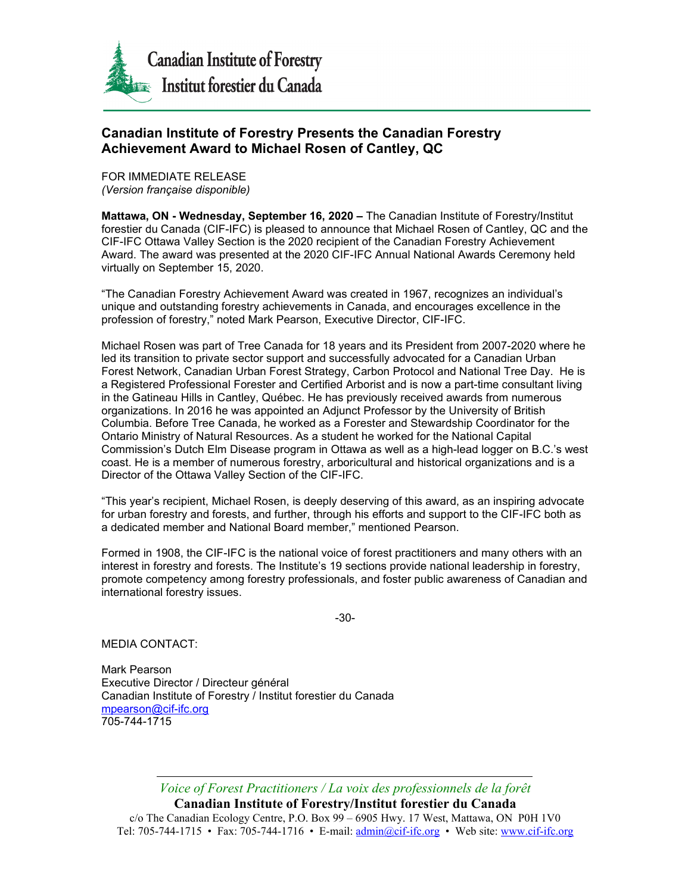Canadian Institute of Forestry
Institut forestier du Canada

## Canadian Institute of Forestry Presents the Canadian Forestry Achievement Award to Michael Rosen of Cantley, QC

FOR IMMEDIATE RELEASE
*(Version française disponible)*

**Mattawa, ON - Wednesday, September 16, 2020 –** The Canadian Institute of Forestry/Institut forestier du Canada (CIF-IFC) is pleased to announce that Michael Rosen of Cantley, QC and the CIF-IFC Ottawa Valley Section is the 2020 recipient of the Canadian Forestry Achievement Award. The award was presented at the 2020 CIF-IFC Annual National Awards Ceremony held virtually on September 15, 2020.

"The Canadian Forestry Achievement Award was created in 1967, recognizes an individual's unique and outstanding forestry achievements in Canada, and encourages excellence in the profession of forestry," noted Mark Pearson, Executive Director, CIF-IFC.

Michael Rosen was part of Tree Canada for 18 years and its President from 2007-2020 where he led its transition to private sector support and successfully advocated for a Canadian Urban Forest Network, Canadian Urban Forest Strategy, Carbon Protocol and National Tree Day. He is a Registered Professional Forester and Certified Arborist and is now a part-time consultant living in the Gatineau Hills in Cantley, Québec. He has previously received awards from numerous organizations. In 2016 he was appointed an Adjunct Professor by the University of British Columbia. Before Tree Canada, he worked as a Forester and Stewardship Coordinator for the Ontario Ministry of Natural Resources. As a student he worked for the National Capital Commission's Dutch Elm Disease program in Ottawa as well as a high-lead logger on B.C.'s west coast. He is a member of numerous forestry, arboricultural and historical organizations and is a Director of the Ottawa Valley Section of the CIF-IFC.

"This year's recipient, Michael Rosen, is deeply deserving of this award, as an inspiring advocate for urban forestry and forests, and further, through his efforts and support to the CIF-IFC both as a dedicated member and National Board member," mentioned Pearson.

Formed in 1908, the CIF-IFC is the national voice of forest practitioners and many others with an interest in forestry and forests. The Institute's 19 sections provide national leadership in forestry, promote competency among forestry professionals, and foster public awareness of Canadian and international forestry issues.

-30-

MEDIA CONTACT:

Mark Pearson
Executive Director / Directeur général
Canadian Institute of Forestry / Institut forestier du Canada
mpearson@cif-ifc.org
705-744-1715

*Voice of Forest Practitioners / La voix des professionnels de la forêt*
**Canadian Institute of Forestry/Institut forestier du Canada**
c/o The Canadian Ecology Centre, P.O. Box 99 – 6905 Hwy. 17 West, Mattawa, ON P0H 1V0
Tel: 705-744-1715 • Fax: 705-744-1716 • E-mail: admin@cif-ifc.org • Web site: www.cif-ifc.org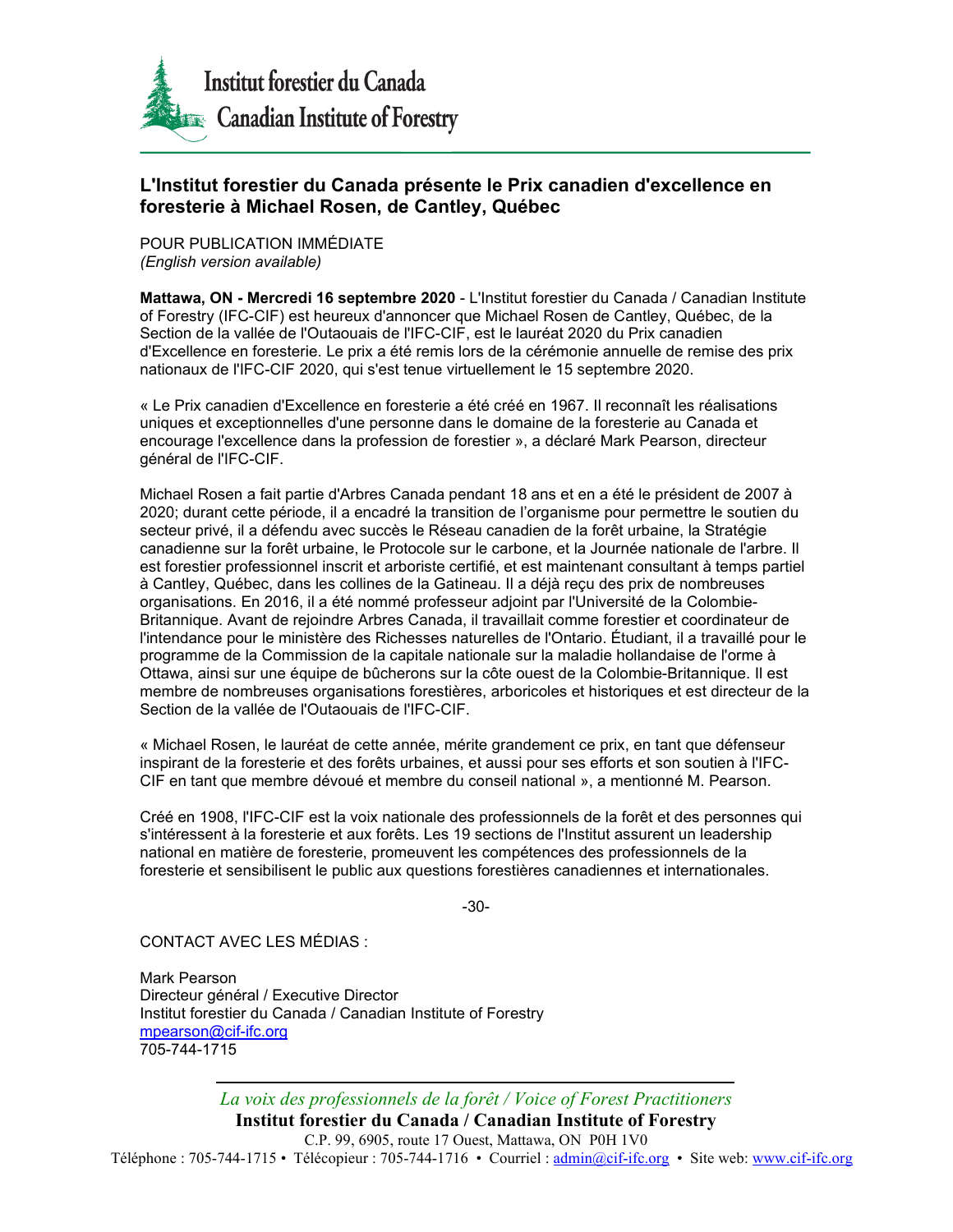Institut forestier du Canada
Canadian Institute of Forestry

## L'Institut forestier du Canada présente le Prix canadien d'excellence en foresterie à Michael Rosen, de Cantley, Québec

POUR PUBLICATION IMMÉDIATE
*(English version available)*

**Mattawa, ON - Mercredi 16 septembre 2020** - L'Institut forestier du Canada / Canadian Institute of Forestry (IFC-CIF) est heureux d'annoncer que Michael Rosen de Cantley, Québec, de la Section de la vallée de l'Outaouais de l'IFC-CIF, est le lauréat 2020 du Prix canadien d'Excellence en foresterie. Le prix a été remis lors de la cérémonie annuelle de remise des prix nationaux de l'IFC-CIF 2020, qui s'est tenue virtuellement le 15 septembre 2020.

« Le Prix canadien d'Excellence en foresterie a été créé en 1967. Il reconnaît les réalisations uniques et exceptionnelles d'une personne dans le domaine de la foresterie au Canada et encourage l'excellence dans la profession de forestier », a déclaré Mark Pearson, directeur général de l'IFC-CIF.

Michael Rosen a fait partie d'Arbres Canada pendant 18 ans et en a été le président de 2007 à 2020; durant cette période, il a encadré la transition de l'organisme pour permettre le soutien du secteur privé, il a défendu avec succès le Réseau canadien de la forêt urbaine, la Stratégie canadienne sur la forêt urbaine, le Protocole sur le carbone, et la Journée nationale de l'arbre. Il est forestier professionnel inscrit et arboriste certifié, et est maintenant consultant à temps partiel à Cantley, Québec, dans les collines de la Gatineau. Il a déjà reçu des prix de nombreuses organisations. En 2016, il a été nommé professeur adjoint par l'Université de la Colombie-Britannique. Avant de rejoindre Arbres Canada, il travaillait comme forestier et coordinateur de l'intendance pour le ministère des Richesses naturelles de l'Ontario. Étudiant, il a travaillé pour le programme de la Commission de la capitale nationale sur la maladie hollandaise de l'orme à Ottawa, ainsi sur une équipe de bûcherons sur la côte ouest de la Colombie-Britannique. Il est membre de nombreuses organisations forestières, arboricoles et historiques et est directeur de la Section de la vallée de l'Outaouais de l'IFC-CIF.

« Michael Rosen, le lauréat de cette année, mérite grandement ce prix, en tant que défenseur inspirant de la foresterie et des forêts urbaines, et aussi pour ses efforts et son soutien à l'IFC-CIF en tant que membre dévoué et membre du conseil national », a mentionné M. Pearson.

Créé en 1908, l'IFC-CIF est la voix nationale des professionnels de la forêt et des personnes qui s'intéressent à la foresterie et aux forêts. Les 19 sections de l'Institut assurent un leadership national en matière de foresterie, promeuvent les compétences des professionnels de la foresterie et sensibilisent le public aux questions forestières canadiennes et internationales.

-30-

CONTACT AVEC LES MÉDIAS :

Mark Pearson
Directeur général / Executive Director
Institut forestier du Canada / Canadian Institute of Forestry
mpearson@cif-ifc.org
705-744-1715

*La voix des professionnels de la forêt / Voice of Forest Practitioners*
**Institut forestier du Canada / Canadian Institute of Forestry**
C.P. 99, 6905, route 17 Ouest, Mattawa, ON P0H 1V0
Téléphone : 705-744-1715 • Télécopieur : 705-744-1716 • Courriel : admin@cif-ifc.org • Site web: www.cif-ifc.org